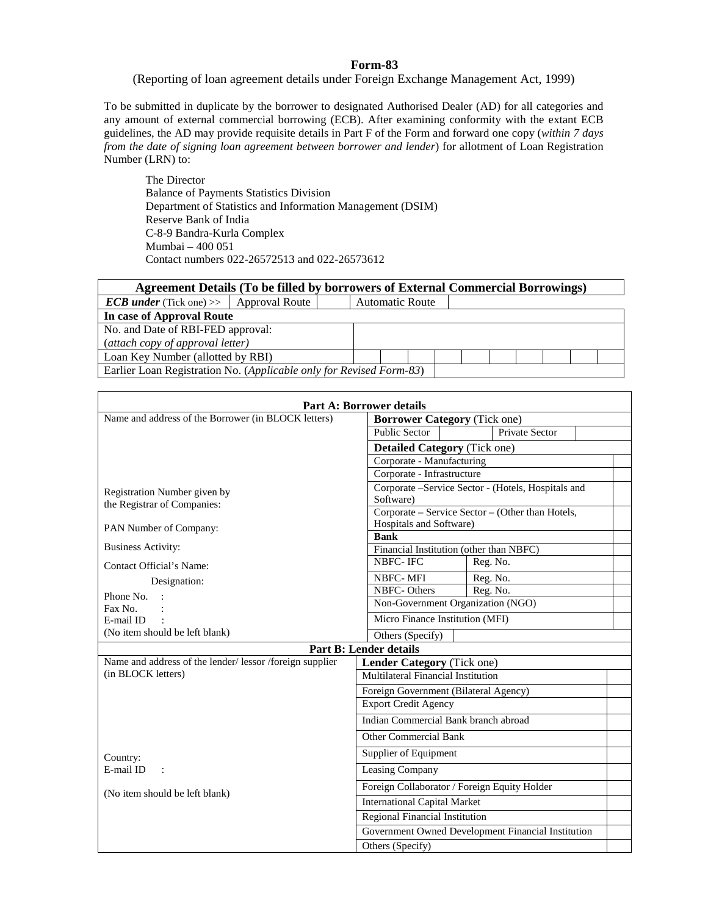# Form-83

(Reporting of loan agreement details under Foreign Exchange Management Act, 1999)

To be submitted in duplicate by the borrower to designated Authorised Dealer (AD) for all categories and any amount of external commercial borrowing (ECB). After examining conformity with the extant ECB guidelines, the AD may provide requisite details in Part F of the Form and forward one copy (*within 7 days from the date of signing loan agreement between borrower and lender*) for allotment of Loan Registration Number (LRN) to:

The Director
Balance of Payments Statistics Division
Department of Statistics and Information Management (DSIM)
Reserve Bank of India
C-8-9 Bandra-Kurla Complex
Mumbai – 400 051
Contact numbers 022-26572513 and 022-26573612

| **Agreement Details (To be filled by borrowers of External Commercial Borrowings)** | | | | |
|---|---|---|---|---|
| ***ECB under*** (Tick one) >> | Approval Route | | Automatic Route | |
| **In case of Approval Route** | | | | |
| No. and Date of RBI-FED approval: (*attach copy of approval letter*) | | | | |
| Loan Key Number (allotted by RBI) | | | | |
| Earlier Loan Registration No. (*Applicable only for Revised Form-83*) | | | | |

| **Part A: Borrower details** | | |
|---|---|---|
| Name and address of the Borrower (in BLOCK letters) | **Borrower Category** (Tick one) | |
| | Public Sector | Private Sector |
| | **Detailed Category** (Tick one) | |
| | Corporate - Manufacturing | |
| | Corporate - Infrastructure | |
| Registration Number given by the Registrar of Companies: | Corporate –Service Sector - (Hotels, Hospitals and Software) | |
| PAN Number of Company: | Corporate – Service Sector – (Other than Hotels, Hospitals and Software) | |
| Business Activity: | **Bank** | |
| Contact Official's Name: | Financial Institution (other than NBFC) | |
| Designation: | NBFC- IFC | Reg. No. |
| Phone No. : | NBFC- MFI | Reg. No. |
| Fax No. : | NBFC- Others | Reg. No. |
| E-mail ID : | Non-Government Organization (NGO) | |
| (No item should be left blank) | Micro Finance Institution (MFI) | |
| | Others (Specify) | |

| **Part B: Lender details** | | |
|---|---|---|
| Name and address of the lender/ lessor /foreign supplier (in BLOCK letters) | **Lender Category** (Tick one) | |
| | Multilateral Financial Institution | |
| | Foreign Government (Bilateral Agency) | |
| | Export Credit Agency | |
| | Indian Commercial Bank branch abroad | |
| | Other Commercial Bank | |
| Country: | Supplier of Equipment | |
| E-mail ID : | Leasing Company | |
| (No item should be left blank) | Foreign Collaborator / Foreign Equity Holder | |
| | International Capital Market | |
| | Regional Financial Institution | |
| | Government Owned Development Financial Institution | |
| | Others (Specify) | |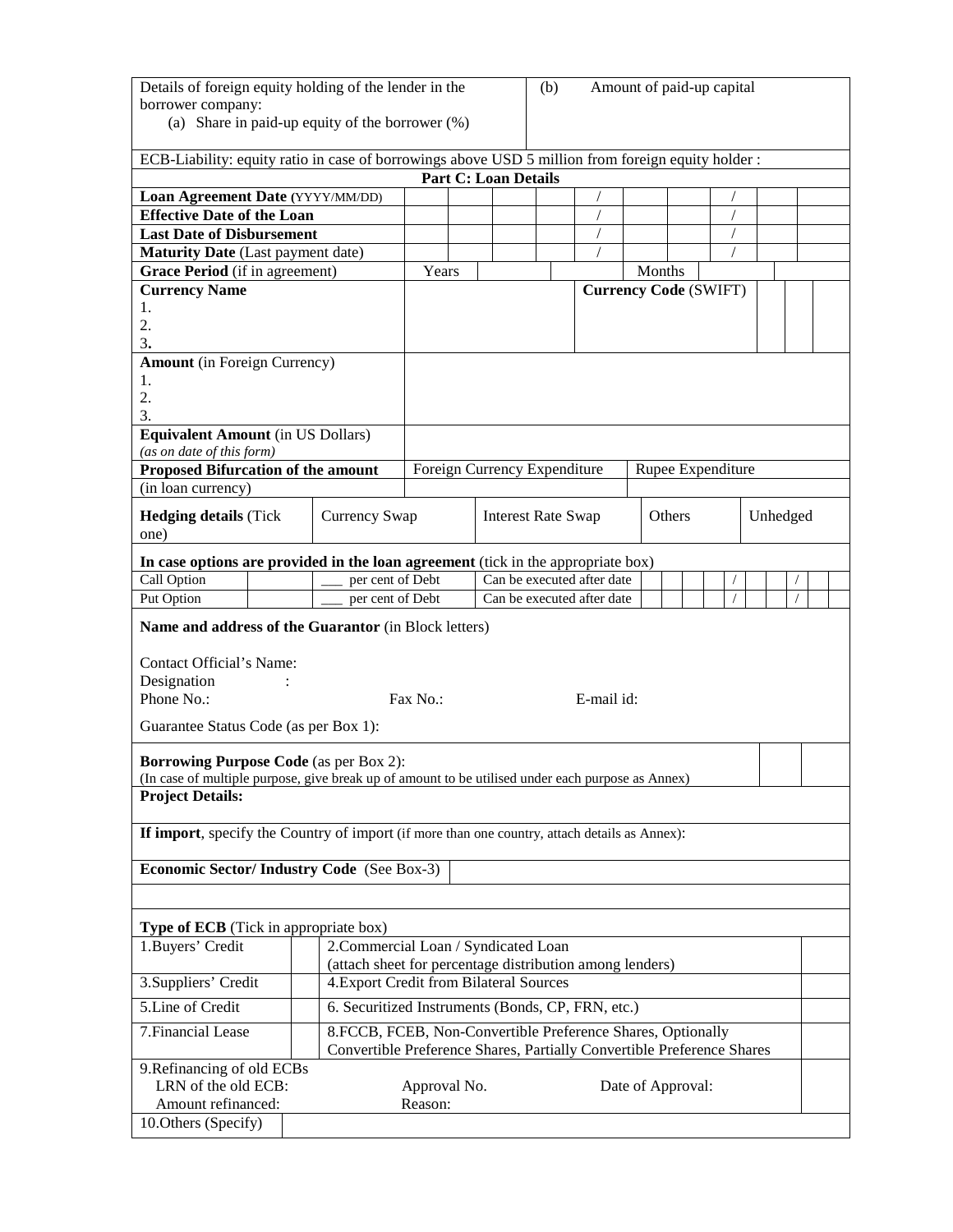| Details of foreign equity holding of the lender in the borrower company:<br>(a) Share in paid-up equity of the borrower (%) | (b) Amount of paid-up capital |
|---|---|

ECB-Liability: equity ratio in case of borrowings above USD 5 million from foreign equity holder :

**Part C: Loan Details**

| | | | | | | | | | | |
|---|---|---|---|---|---|---|---|---|---|---|
| **Loan Agreement Date** (YYYY/MM/DD) | | | | | / | | | / | | |
| **Effective Date of the Loan** | | | | | / | | | / | | |
| **Last Date of Disbursement** | | | | | / | | | / | | |
| **Maturity Date** (Last payment date) | | | | | / | | | / | | |
| **Grace Period** (if in agreement) | Years | | | | | Months | | | | |

| **Currency Name**<br>1.<br>2.<br>3. | | **Currency Code** (SWIFT) | | | |
|---|---|---|---|---|---|
| **Amount** (in Foreign Currency)<br>1.<br>2.<br>3. | | | | | |
| **Equivalent Amount** (in US Dollars)<br>*(as on date of this form)* | | | | | |
| **Proposed Bifurcation of the amount** | Foreign Currency Expenditure | | Rupee Expenditure | | |
| (in loan currency) | | | | | |

| **Hedging details** (Tick one) | Currency Swap | Interest Rate Swap | Others | Unhedged |
|---|---|---|---|---|

**In case options are provided in the loan agreement** (tick in the appropriate box)

| | | | | | | | | | | | | | |
|---|---|---|---|---|---|---|---|---|---|---|---|---|---|
| Call Option | | ___ per cent of Debt | Can be executed after date | | | | | / | | | / | |
| Put Option | | ___ per cent of Debt | Can be executed after date | | | | | / | | | / | |

**Name and address of the Guarantor** (in Block letters)

Contact Official's Name:
Designation :
Phone No.: Fax No.: E-mail id:

Guarantee Status Code (as per Box 1):

**Borrowing Purpose Code** (as per Box 2):
(In case of multiple purpose, give break up of amount to be utilised under each purpose as Annex)

**Project Details:**

**If import**, specify the Country of import (if more than one country, attach details as Annex):

**Economic Sector/ Industry Code** (See Box-3)

**Type of ECB** (Tick in appropriate box)

| | | | |
|---|---|---|---|
| 1.Buyers' Credit | | 2.Commercial Loan / Syndicated Loan<br>(attach sheet for percentage distribution among lenders) | |
| 3.Suppliers' Credit | | 4.Export Credit from Bilateral Sources | |
| 5.Line of Credit | | 6. Securitized Instruments (Bonds, CP, FRN, etc.) | |
| 7.Financial Lease | | 8.FCCB, FCEB, Non-Convertible Preference Shares, Optionally Convertible Preference Shares, Partially Convertible Preference Shares | |
| 9.Refinancing of old ECBs<br>LRN of the old ECB: Approval No. Date of Approval:<br>Amount refinanced: Reason: | | | |
| 10.Others (Specify) | | | |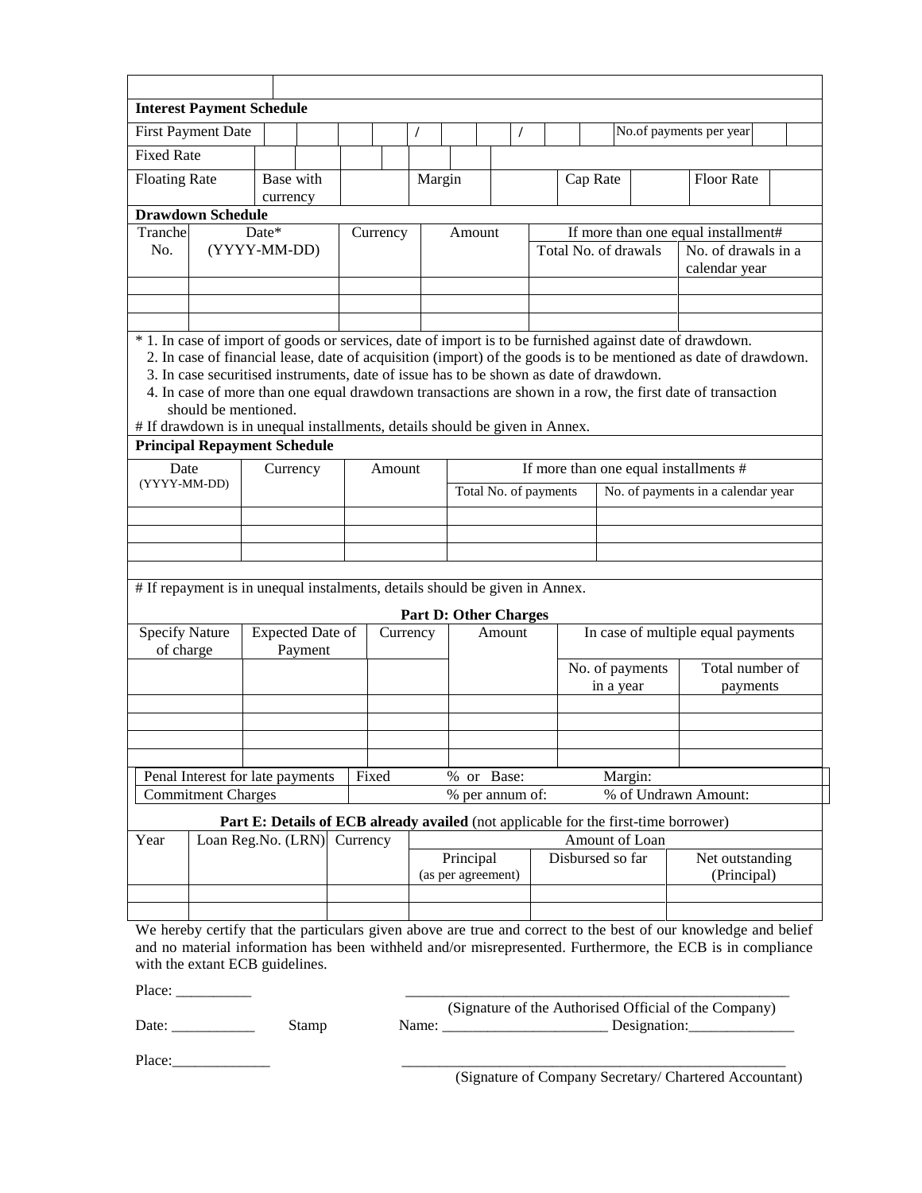| | |
|---|---|

**Interest Payment Schedule**

| First Payment Date | | | | | / | | | / | | | No.of payments per year | |
|---|---|---|---|---|---|---|---|---|---|---|---|---|

| Fixed Rate | | | | | | |
|---|---|---|---|---|---|---|

| Floating Rate | Base with currency | | Margin | | Cap Rate | | Floor Rate | |
|---|---|---|---|---|---|---|---|---|

**Drawdown Schedule**

| Tranche No. | Date* (YYYY-MM-DD) | Currency | Amount | If more than one equal installment# | |
|---|---|---|---|---|---|
| | | | | Total No. of drawals | No. of drawals in a calendar year |
| | | | | | |
| | | | | | |
| | | | | | |

\* 1. In case of import of goods or services, date of import is to be furnished against date of drawdown.
2. In case of financial lease, date of acquisition (import) of the goods is to be mentioned as date of drawdown.
3. In case securitised instruments, date of issue has to be shown as date of drawdown.
4. In case of more than one equal drawdown transactions are shown in a row, the first date of transaction should be mentioned.

\# If drawdown is in unequal installments, details should be given in Annex.

**Principal Repayment Schedule**

| Date (YYYY-MM-DD) | Currency | Amount | If more than one equal installments # | |
|---|---|---|---|---|
| | | | Total No. of payments | No. of payments in a calendar year |
| | | | | |
| | | | | |
| | | | | |

\# If repayment is in unequal instalments, details should be given in Annex.

**Part D: Other Charges**

| Specify Nature of charge | Expected Date of Payment | Currency | Amount | In case of multiple equal payments | |
|---|---|---|---|---|---|
| | | | | No. of payments in a year | Total number of payments |
| | | | | | |
| | | | | | |
| | | | | | |
| | | | | | |

| Penal Interest for late payments | Fixed | % or Base: | Margin: |
|---|---|---|---|
| Commitment Charges | | % per annum of: | % of Undrawn Amount: |

**Part E: Details of ECB already availed** (not applicable for the first-time borrower)

| Year | Loan Reg.No. (LRN) | Currency | Amount of Loan | | |
|---|---|---|---|---|---|
| | | | Principal (as per agreement) | Disbursed so far | Net outstanding (Principal) |
| | | | | | |
| | | | | | |

We hereby certify that the particulars given above are true and correct to the best of our knowledge and belief and no material information has been withheld and/or misrepresented. Furthermore, the ECB is in compliance with the extant ECB guidelines.

Place: __________ ______________________________________________________

(Signature of the Authorised Official of the Company)

Date: ___________ Stamp Name: ______________________ Designation:______________

Place:_____________ ______________________________________________________

(Signature of Company Secretary/ Chartered Accountant)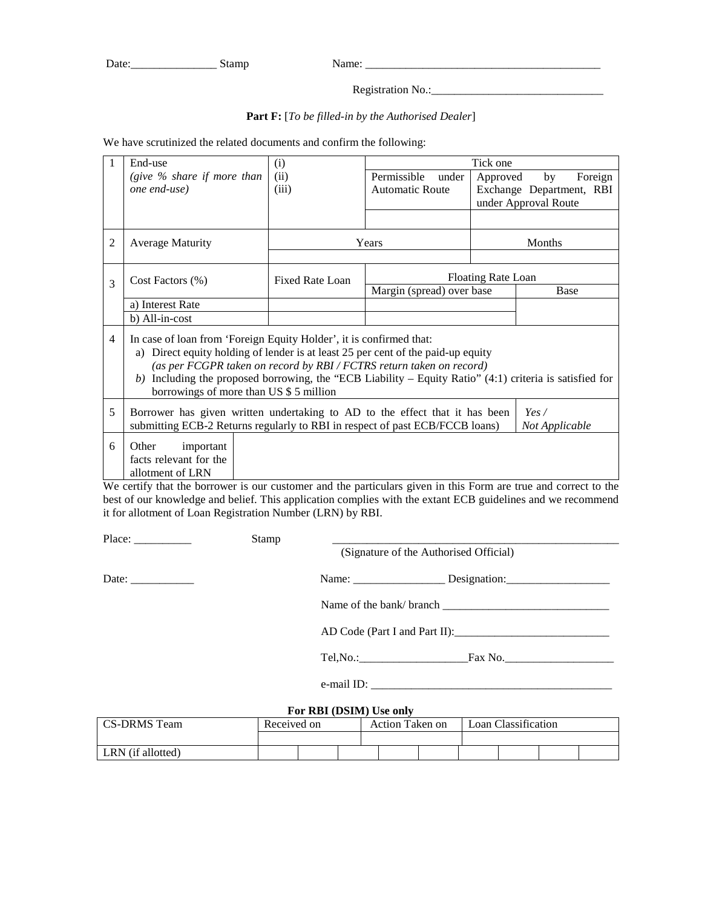Date:_______________ Stamp                    Name: __________________________________________

Registration No.:_______________________________

**Part F:** [*To be filled-in by the Authorised Dealer*]

We have scrutinized the related documents and confirm the following:

| | | | | | |
|---|---|---|---|---|---|
| 1 | End-use *(give % share if more than one end-use)* | (i) (ii) (iii) | Tick one | | |
| | | | Permissible under Automatic Route | Approved by Foreign Exchange Department, RBI under Approval Route | |
| | | | | | |
| 2 | Average Maturity | Years | | Months | |
| | | | | | |
| 3 | Cost Factors (%) | Fixed Rate Loan | Floating Rate Loan | | |
| | | | Margin (spread) over base | | Base |
| | a) Interest Rate | | | | |
| | b) All-in-cost | | | | |
| 4 | In case of loan from 'Foreign Equity Holder', it is confirmed that: a) Direct equity holding of lender is at least 25 per cent of the paid-up equity *(as per FCGPR taken on record by RBI / FCTRS return taken on record)* *b)* Including the proposed borrowing, the "ECB Liability – Equity Ratio" (4:1) criteria is satisfied for borrowings of more than US $ 5 million | | | | |
| 5 | Borrower has given written undertaking to AD to the effect that it has been submitting ECB-2 Returns regularly to RBI in respect of past ECB/FCCB loans) | | | | *Yes / Not Applicable* |
| 6 | Other important facts relevant for the allotment of LRN | | | | |

We certify that the borrower is our customer and the particulars given in this Form are true and correct to the best of our knowledge and belief. This application complies with the extant ECB guidelines and we recommend it for allotment of Loan Registration Number (LRN) by RBI.

Place: __________          Stamp          _____________________________________________________
(Signature of the Authorised Official)

Date: ___________          Name: ________________ Designation:__________________

Name of the bank/ branch ______________________________

AD Code (Part I and Part II):___________________________

Tel,No.:___________________Fax No.___________________

e-mail ID: ____________________________________________

**For RBI (DSIM) Use only**

| CS-DRMS Team | Received on | | | Action Taken on | | | Loan Classification | | | |
|---|---|---|---|---|---|---|---|---|---|---|
| | | | | | | | | | | |
| LRN (if allotted) | | | | | | | | | | |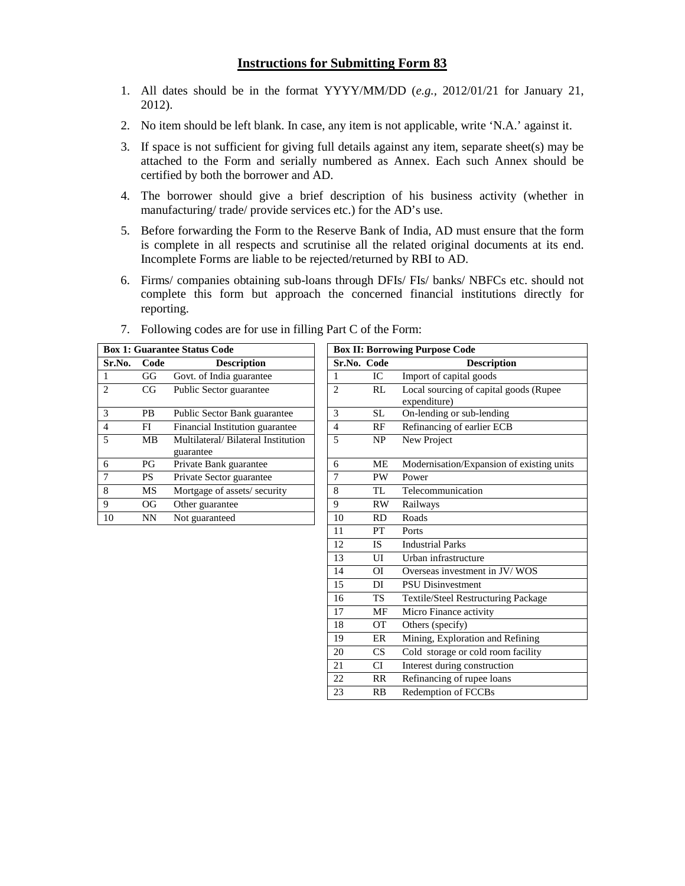## Instructions for Submitting Form 83

1. All dates should be in the format YYYY/MM/DD (*e.g.,* 2012/01/21 for January 21, 2012).
2. No item should be left blank. In case, any item is not applicable, write 'N.A.' against it.
3. If space is not sufficient for giving full details against any item, separate sheet(s) may be attached to the Form and serially numbered as Annex. Each such Annex should be certified by both the borrower and AD.
4. The borrower should give a brief description of his business activity (whether in manufacturing/ trade/ provide services etc.) for the AD's use.
5. Before forwarding the Form to the Reserve Bank of India, AD must ensure that the form is complete in all respects and scrutinise all the related original documents at its end. Incomplete Forms are liable to be rejected/returned by RBI to AD.
6. Firms/ companies obtaining sub-loans through DFIs/ FIs/ banks/ NBFCs etc. should not complete this form but approach the concerned financial institutions directly for reporting.
7. Following codes are for use in filling Part C of the Form:

**Box 1: Guarantee Status Code**

| Sr.No. | Code | Description |
|---|---|---|
| 1 | GG | Govt. of India guarantee |
| 2 | CG | Public Sector guarantee |
| 3 | PB | Public Sector Bank guarantee |
| 4 | FI | Financial Institution guarantee |
| 5 | MB | Multilateral/ Bilateral Institution guarantee |
| 6 | PG | Private Bank guarantee |
| 7 | PS | Private Sector guarantee |
| 8 | MS | Mortgage of assets/ security |
| 9 | OG | Other guarantee |
| 10 | NN | Not guaranteed |

**Box II: Borrowing Purpose Code**

| Sr.No. | Code | Description |
|---|---|---|
| 1 | IC | Import of capital goods |
| 2 | RL | Local sourcing of capital goods (Rupee expenditure) |
| 3 | SL | On-lending or sub-lending |
| 4 | RF | Refinancing of earlier ECB |
| 5 | NP | New Project |
| 6 | ME | Modernisation/Expansion of existing units |
| 7 | PW | Power |
| 8 | TL | Telecommunication |
| 9 | RW | Railways |
| 10 | RD | Roads |
| 11 | PT | Ports |
| 12 | IS | Industrial Parks |
| 13 | UI | Urban infrastructure |
| 14 | OI | Overseas investment in JV/ WOS |
| 15 | DI | PSU Disinvestment |
| 16 | TS | Textile/Steel Restructuring Package |
| 17 | MF | Micro Finance activity |
| 18 | OT | Others (specify) |
| 19 | ER | Mining, Exploration and Refining |
| 20 | CS | Cold storage or cold room facility |
| 21 | CI | Interest during construction |
| 22 | RR | Refinancing of rupee loans |
| 23 | RB | Redemption of FCCBs |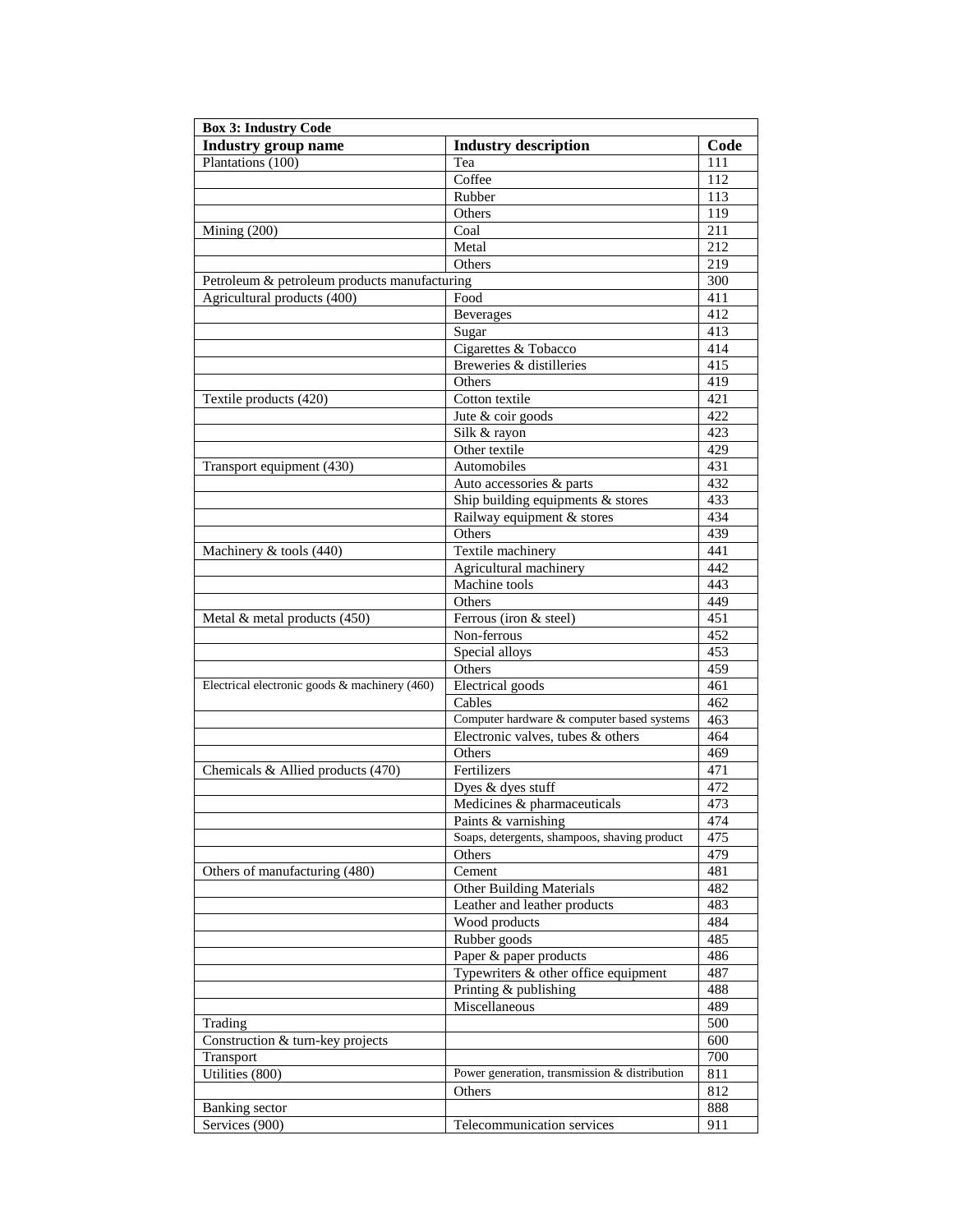| Box 3: Industry Code | | |
|---|---|---|
| **Industry group name** | **Industry description** | **Code** |
| Plantations (100) | Tea | 111 |
| | Coffee | 112 |
| | Rubber | 113 |
| | Others | 119 |
| Mining (200) | Coal | 211 |
| | Metal | 212 |
| | Others | 219 |
| Petroleum & petroleum products manufacturing | | 300 |
| Agricultural products (400) | Food | 411 |
| | Beverages | 412 |
| | Sugar | 413 |
| | Cigarettes & Tobacco | 414 |
| | Breweries & distilleries | 415 |
| | Others | 419 |
| Textile products (420) | Cotton textile | 421 |
| | Jute & coir goods | 422 |
| | Silk & rayon | 423 |
| | Other textile | 429 |
| Transport equipment (430) | Automobiles | 431 |
| | Auto accessories & parts | 432 |
| | Ship building equipments & stores | 433 |
| | Railway equipment & stores | 434 |
| | Others | 439 |
| Machinery & tools (440) | Textile machinery | 441 |
| | Agricultural machinery | 442 |
| | Machine tools | 443 |
| | Others | 449 |
| Metal & metal products (450) | Ferrous (iron & steel) | 451 |
| | Non-ferrous | 452 |
| | Special alloys | 453 |
| | Others | 459 |
| Electrical electronic goods & machinery (460) | Electrical goods | 461 |
| | Cables | 462 |
| | Computer hardware & computer based systems | 463 |
| | Electronic valves, tubes & others | 464 |
| | Others | 469 |
| Chemicals & Allied products (470) | Fertilizers | 471 |
| | Dyes & dyes stuff | 472 |
| | Medicines & pharmaceuticals | 473 |
| | Paints & varnishing | 474 |
| | Soaps, detergents, shampoos, shaving product | 475 |
| | Others | 479 |
| Others of manufacturing (480) | Cement | 481 |
| | Other Building Materials | 482 |
| | Leather and leather products | 483 |
| | Wood products | 484 |
| | Rubber goods | 485 |
| | Paper & paper products | 486 |
| | Typewriters & other office equipment | 487 |
| | Printing & publishing | 488 |
| | Miscellaneous | 489 |
| Trading | | 500 |
| Construction & turn-key projects | | 600 |
| Transport | | 700 |
| Utilities (800) | Power generation, transmission & distribution | 811 |
| | Others | 812 |
| Banking sector | | 888 |
| Services (900) | Telecommunication services | 911 |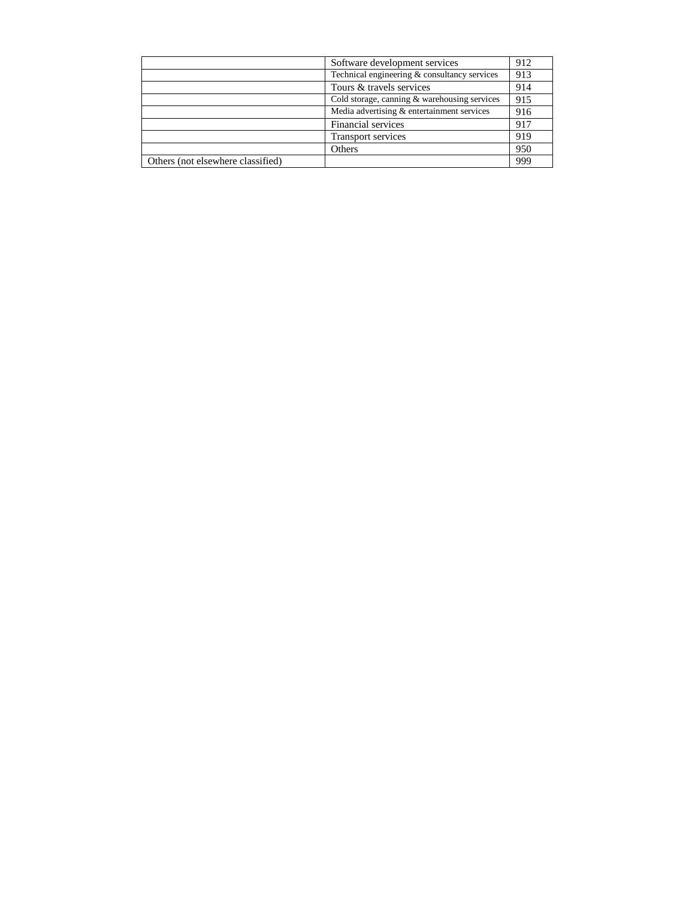| | | |
|---|---|---|
| | Software development services | 912 |
| | Technical engineering & consultancy services | 913 |
| | Tours & travels services | 914 |
| | Cold storage, canning & warehousing services | 915 |
| | Media advertising & entertainment services | 916 |
| | Financial services | 917 |
| | Transport services | 919 |
| | Others | 950 |
| Others (not elsewhere classified) | | 999 |